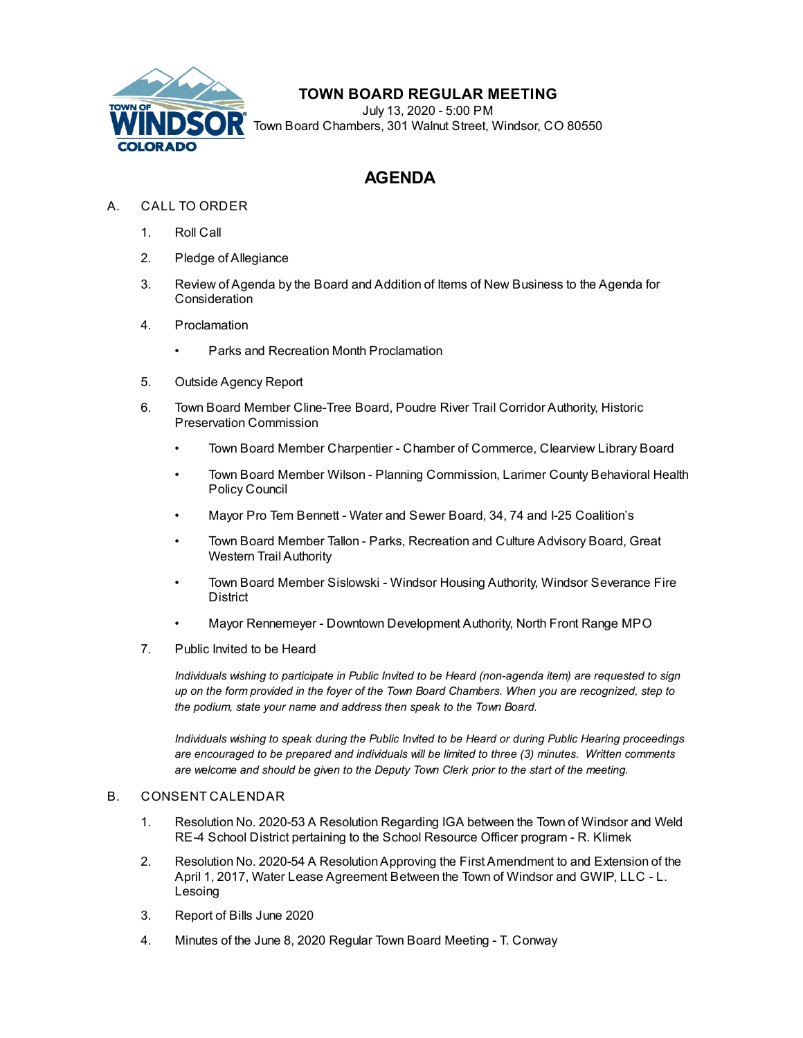# TOWN BOARD REGULAR MEETING

July 13, 2020 - 5:00 PM
Town Board Chambers, 301 Walnut Street, Windsor, CO 80550

## AGENDA

A. CALL TO ORDER

1. Roll Call
2. Pledge of Allegiance
3. Review of Agenda by the Board and Addition of Items of New Business to the Agenda for Consideration
4. Proclamation
   - Parks and Recreation Month Proclamation
5. Outside Agency Report
6. Town Board Member Cline-Tree Board, Poudre River Trail Corridor Authority, Historic Preservation Commission
   - Town Board Member Charpentier - Chamber of Commerce, Clearview Library Board
   - Town Board Member Wilson - Planning Commission, Larimer County Behavioral Health Policy Council
   - Mayor Pro Tem Bennett - Water and Sewer Board, 34, 74 and I-25 Coalition's
   - Town Board Member Tallon - Parks, Recreation and Culture Advisory Board, Great Western Trail Authority
   - Town Board Member Sislowski - Windsor Housing Authority, Windsor Severance Fire District
   - Mayor Rennemeyer - Downtown Development Authority, North Front Range MPO
7. Public Invited to be Heard

   *Individuals wishing to participate in Public Invited to be Heard (non-agenda item) are requested to sign up on the form provided in the foyer of the Town Board Chambers. When you are recognized, step to the podium, state your name and address then speak to the Town Board.*

   *Individuals wishing to speak during the Public Invited to be Heard or during Public Hearing proceedings are encouraged to be prepared and individuals will be limited to three (3) minutes. Written comments are welcome and should be given to the Deputy Town Clerk prior to the start of the meeting.*

B. CONSENT CALENDAR

1. Resolution No. 2020-53 A Resolution Regarding IGA between the Town of Windsor and Weld RE-4 School District pertaining to the School Resource Officer program - R. Klimek
2. Resolution No. 2020-54 A Resolution Approving the First Amendment to and Extension of the April 1, 2017, Water Lease Agreement Between the Town of Windsor and GWIP, LLC - L. Lesoing
3. Report of Bills June 2020
4. Minutes of the June 8, 2020 Regular Town Board Meeting - T. Conway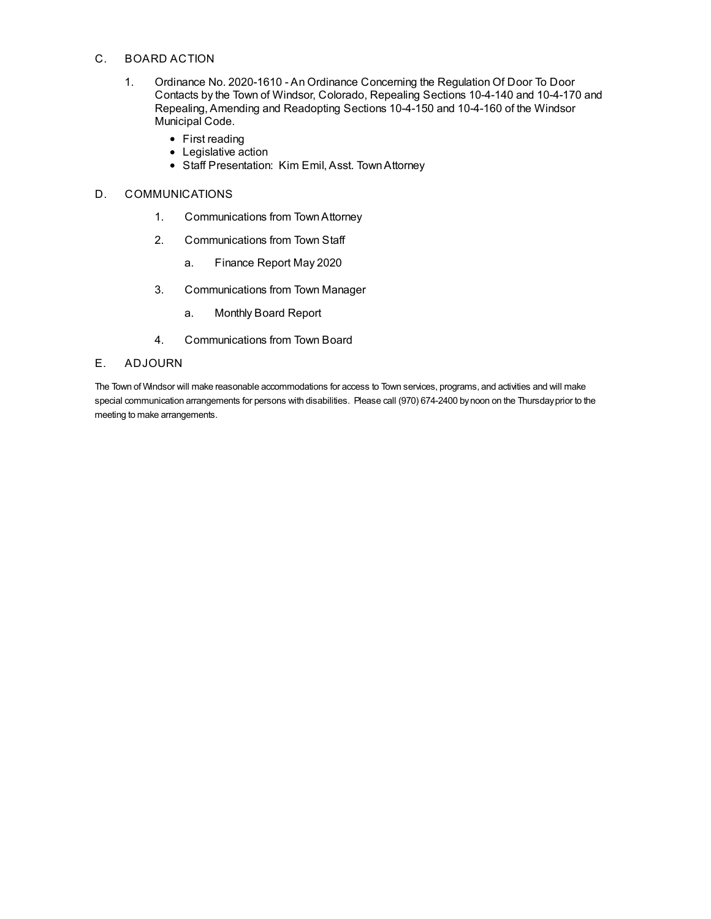## C. BOARD ACTION

1. Ordinance No. 2020-1610 - An Ordinance Concerning the Regulation Of Door To Door Contacts by the Town of Windsor, Colorado, Repealing Sections 10-4-140 and 10-4-170 and Repealing, Amending and Readopting Sections 10-4-150 and 10-4-160 of the Windsor Municipal Code.
   - First reading
   - Legislative action
   - Staff Presentation: Kim Emil, Asst. Town Attorney

## D. COMMUNICATIONS

1. Communications from Town Attorney
2. Communications from Town Staff
   a. Finance Report May 2020
3. Communications from Town Manager
   a. Monthly Board Report
4. Communications from Town Board

## E. ADJOURN

The Town of Windsor will make reasonable accommodations for access to Town services, programs, and activities and will make special communication arrangements for persons with disabilities. Please call (970) 674-2400 by noon on the Thursday prior to the meeting to make arrangements.